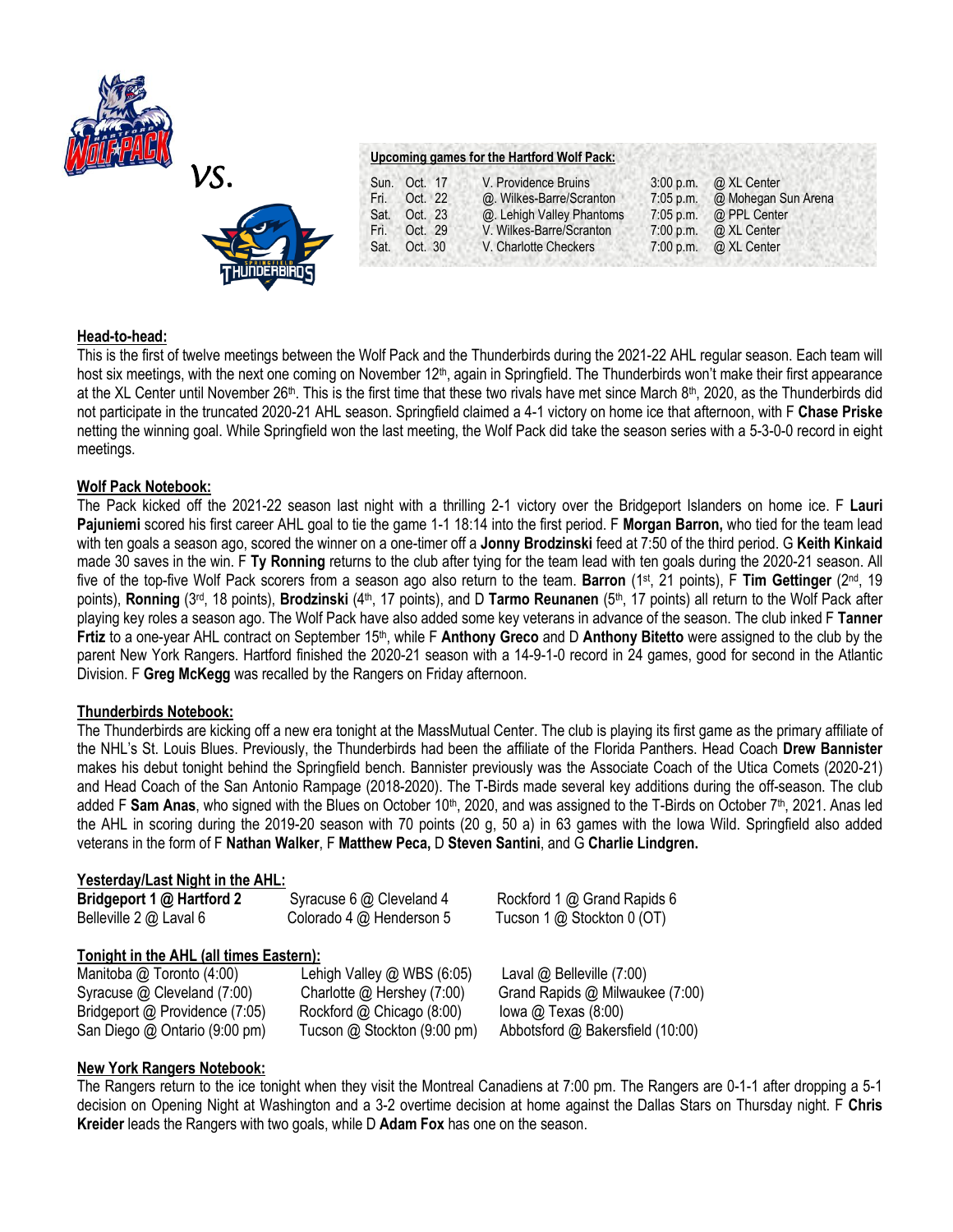vs.

**Upcoming games for the Hartford Wolf Pack:**

| | | | | |
|---|---|---|---|---|
| Sun. | Oct. 17 | V. Providence Bruins | 3:00 p.m. | @ XL Center |
| Fri. | Oct. 22 | @. Wilkes-Barre/Scranton | 7:05 p.m. | @ Mohegan Sun Arena |
| Sat. | Oct. 23 | @. Lehigh Valley Phantoms | 7:05 p.m. | @ PPL Center |
| Fri. | Oct. 29 | V. Wilkes-Barre/Scranton | 7:00 p.m. | @ XL Center |
| Sat. | Oct. 30 | V. Charlotte Checkers | 7:00 p.m. | @ XL Center |

**Head-to-head:**

This is the first of twelve meetings between the Wolf Pack and the Thunderbirds during the 2021-22 AHL regular season. Each team will host six meetings, with the next one coming on November 12th, again in Springfield. The Thunderbirds won't make their first appearance at the XL Center until November 26th. This is the first time that these two rivals have met since March 8th, 2020, as the Thunderbirds did not participate in the truncated 2020-21 AHL season. Springfield claimed a 4-1 victory on home ice that afternoon, with F **Chase Priske** netting the winning goal. While Springfield won the last meeting, the Wolf Pack did take the season series with a 5-3-0-0 record in eight meetings.

**Wolf Pack Notebook:**

The Pack kicked off the 2021-22 season last night with a thrilling 2-1 victory over the Bridgeport Islanders on home ice. F **Lauri Pajuniemi** scored his first career AHL goal to tie the game 1-1 18:14 into the first period. F **Morgan Barron,** who tied for the team lead with ten goals a season ago, scored the winner on a one-timer off a **Jonny Brodzinski** feed at 7:50 of the third period. G **Keith Kinkaid** made 30 saves in the win. F **Ty Ronning** returns to the club after tying for the team lead with ten goals during the 2020-21 season. All five of the top-five Wolf Pack scorers from a season ago also return to the team. **Barron** (1st, 21 points), F **Tim Gettinger** (2nd, 19 points), **Ronning** (3rd, 18 points), **Brodzinski** (4th, 17 points), and D **Tarmo Reunanen** (5th, 17 points) all return to the Wolf Pack after playing key roles a season ago. The Wolf Pack have also added some key veterans in advance of the season. The club inked F **Tanner Frtiz** to a one-year AHL contract on September 15th, while F **Anthony Greco** and D **Anthony Bitetto** were assigned to the club by the parent New York Rangers. Hartford finished the 2020-21 season with a 14-9-1-0 record in 24 games, good for second in the Atlantic Division. F **Greg McKegg** was recalled by the Rangers on Friday afternoon.

**Thunderbirds Notebook:**

The Thunderbirds are kicking off a new era tonight at the MassMutual Center. The club is playing its first game as the primary affiliate of the NHL's St. Louis Blues. Previously, the Thunderbirds had been the affiliate of the Florida Panthers. Head Coach **Drew Bannister** makes his debut tonight behind the Springfield bench. Bannister previously was the Associate Coach of the Utica Comets (2020-21) and Head Coach of the San Antonio Rampage (2018-2020). The T-Birds made several key additions during the off-season. The club added F **Sam Anas**, who signed with the Blues on October 10th, 2020, and was assigned to the T-Birds on October 7th, 2021. Anas led the AHL in scoring during the 2019-20 season with 70 points (20 g, 50 a) in 63 games with the Iowa Wild. Springfield also added veterans in the form of F **Nathan Walker**, F **Matthew Peca,** D **Steven Santini**, and G **Charlie Lindgren.**

**Yesterday/Last Night in the AHL:**

| | | |
|---|---|---|
| **Bridgeport 1 @ Hartford 2** | Syracuse 6 @ Cleveland 4 | Rockford 1 @ Grand Rapids 6 |
| Belleville 2 @ Laval 6 | Colorado 4 @ Henderson 5 | Tucson 1 @ Stockton 0 (OT) |

**Tonight in the AHL (all times Eastern):**

| | | |
|---|---|---|
| Manitoba @ Toronto (4:00) | Lehigh Valley @ WBS (6:05) | Laval @ Belleville (7:00) |
| Syracuse @ Cleveland (7:00) | Charlotte @ Hershey (7:00) | Grand Rapids @ Milwaukee (7:00) |
| Bridgeport @ Providence (7:05) | Rockford @ Chicago (8:00) | Iowa @ Texas (8:00) |
| San Diego @ Ontario (9:00 pm) | Tucson @ Stockton (9:00 pm) | Abbotsford @ Bakersfield (10:00) |

**New York Rangers Notebook:**

The Rangers return to the ice tonight when they visit the Montreal Canadiens at 7:00 pm. The Rangers are 0-1-1 after dropping a 5-1 decision on Opening Night at Washington and a 3-2 overtime decision at home against the Dallas Stars on Thursday night. F **Chris Kreider** leads the Rangers with two goals, while D **Adam Fox** has one on the season.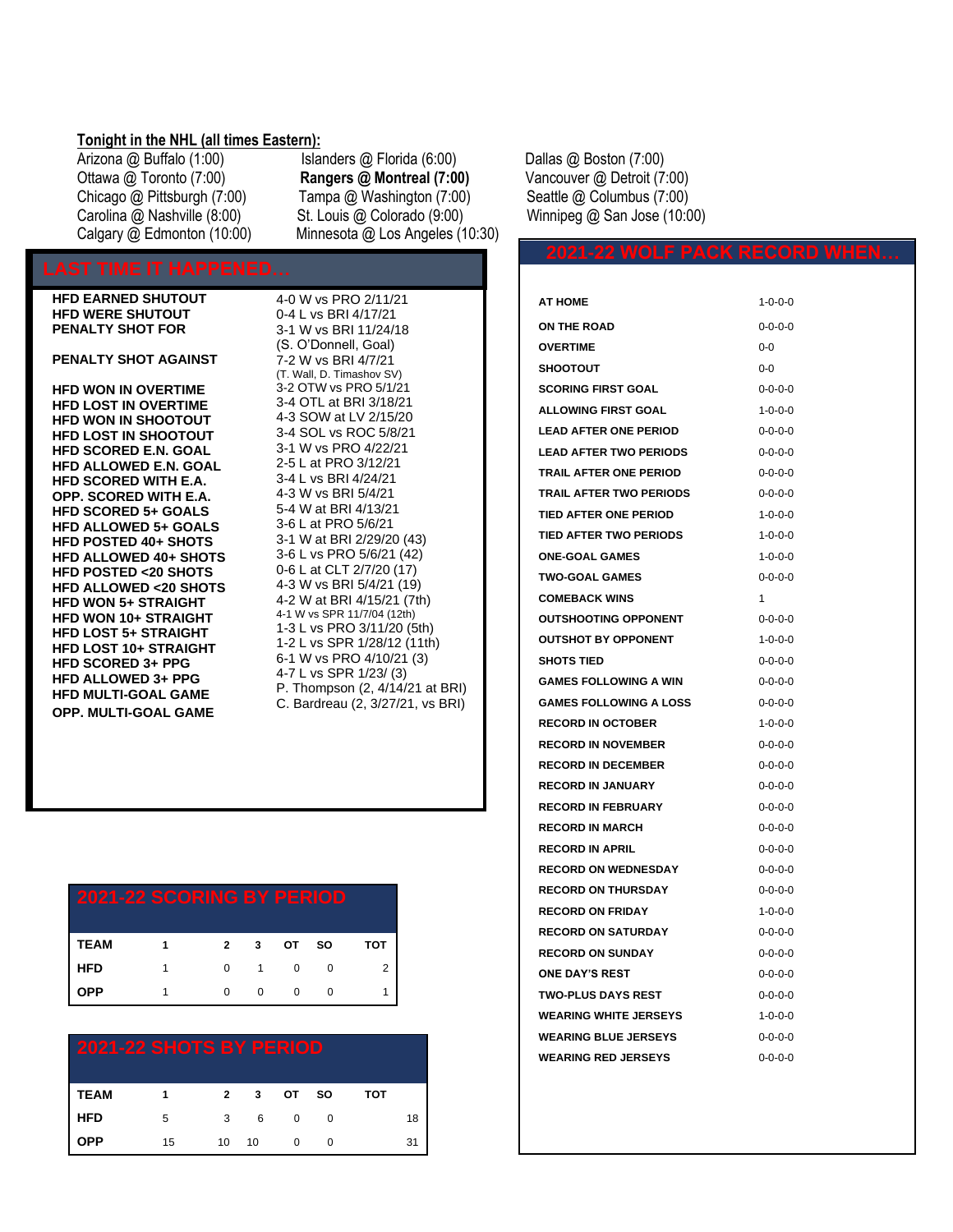**Tonight in the NHL (all times Eastern):**

Arizona @ Buffalo (1:00)
Ottawa @ Toronto (7:00)
Chicago @ Pittsburgh (7:00)
Carolina @ Nashville (8:00)
Calgary @ Edmonton (10:00)
Islanders @ Florida (6:00)
**Rangers @ Montreal (7:00)**
Tampa @ Washington (7:00)
St. Louis @ Colorado (9:00)
Minnesota @ Los Angeles (10:30)
Dallas @ Boston (7:00)
Vancouver @ Detroit (7:00)
Seattle @ Columbus (7:00)
Winnipeg @ San Jose (10:00)

## LAST TIME IT HAPPENED…

| | |
|---|---|
| **HFD EARNED SHUTOUT** | 4-0 W vs PRO 2/11/21 |
| **HFD WERE SHUTOUT** | 0-4 L vs BRI 4/17/21 |
| **PENALTY SHOT FOR** | 3-1 W vs BRI 11/24/18 (S. O'Donnell, Goal) |
| **PENALTY SHOT AGAINST** | 7-2 W vs BRI 4/7/21 (T. Wall, D. Timashov SV) |
| **HFD WON IN OVERTIME** | 3-2 OTW vs PRO 5/1/21 |
| **HFD LOST IN OVERTIME** | 3-4 OTL at BRI 3/18/21 |
| **HFD WON IN SHOOTOUT** | 4-3 SOW at LV 2/15/20 |
| **HFD LOST IN SHOOTOUT** | 3-4 SOL vs ROC 5/8/21 |
| **HFD SCORED E.N. GOAL** | 3-1 W vs PRO 4/22/21 |
| **HFD ALLOWED E.N. GOAL** | 2-5 L at PRO 3/12/21 |
| **HFD SCORED WITH E.A.** | 3-4 L vs BRI 4/24/21 |
| **OPP. SCORED WITH E.A.** | 4-3 W vs BRI 5/4/21 |
| **HFD SCORED 5+ GOALS** | 5-4 W at BRI 4/13/21 |
| **HFD ALLOWED 5+ GOALS** | 3-6 L at PRO 5/6/21 |
| **HFD POSTED 40+ SHOTS** | 3-1 W at BRI 2/29/20 (43) |
| **HFD ALLOWED 40+ SHOTS** | 3-6 L vs PRO 5/6/21 (42) |
| **HFD POSTED <20 SHOTS** | 0-6 L at CLT 2/7/20 (17) |
| **HFD ALLOWED <20 SHOTS** | 4-3 W vs BRI 5/4/21 (19) |
| **HFD WON 5+ STRAIGHT** | 4-2 W at BRI 4/15/21 (7th) |
| **HFD WON 10+ STRAIGHT** | 4-1 W vs SPR 11/7/04 (12th) |
| **HFD LOST 5+ STRAIGHT** | 1-3 L vs PRO 3/11/20 (5th) |
| **HFD LOST 10+ STRAIGHT** | 1-2 L vs SPR 1/28/12 (11th) |
| **HFD SCORED 3+ PPG** | 6-1 W vs PRO 4/10/21 (3) |
| **HFD ALLOWED 3+ PPG** | 4-7 L vs SPR 1/23/ (3) |
| **HFD MULTI-GOAL GAME** | P. Thompson (2, 4/14/21 at BRI) |
| **OPP. MULTI-GOAL GAME** | C. Bardreau (2, 3/27/21, vs BRI) |

## 2021-22 SCORING BY PERIOD

| TEAM | 1 | 2 | 3 | OT | SO | TOT |
|---|---|---|---|---|---|---|
| HFD | 1 | 0 | 1 | 0 | 0 | 2 |
| OPP | 1 | 0 | 0 | 0 | 0 | 1 |

## 2021-22 SHOTS BY PERIOD

| TEAM | 1 | 2 | 3 | OT | SO | TOT |
|---|---|---|---|---|---|---|
| HFD | 5 | 3 | 6 | 0 | 0 | 18 |
| OPP | 15 | 10 | 10 | 0 | 0 | 31 |

## 2021-22 WOLF PACK RECORD WHEN…

| | |
|---|---|
| AT HOME | 1-0-0-0 |
| ON THE ROAD | 0-0-0-0 |
| OVERTIME | 0-0 |
| SHOOTOUT | 0-0 |
| SCORING FIRST GOAL | 0-0-0-0 |
| ALLOWING FIRST GOAL | 1-0-0-0 |
| LEAD AFTER ONE PERIOD | 0-0-0-0 |
| LEAD AFTER TWO PERIODS | 0-0-0-0 |
| TRAIL AFTER ONE PERIOD | 0-0-0-0 |
| TRAIL AFTER TWO PERIODS | 0-0-0-0 |
| TIED AFTER ONE PERIOD | 1-0-0-0 |
| TIED AFTER TWO PERIODS | 1-0-0-0 |
| ONE-GOAL GAMES | 1-0-0-0 |
| TWO-GOAL GAMES | 0-0-0-0 |
| COMEBACK WINS | 1 |
| OUTSHOOTING OPPONENT | 0-0-0-0 |
| OUTSHOT BY OPPONENT | 1-0-0-0 |
| SHOTS TIED | 0-0-0-0 |
| GAMES FOLLOWING A WIN | 0-0-0-0 |
| GAMES FOLLOWING A LOSS | 0-0-0-0 |
| RECORD IN OCTOBER | 1-0-0-0 |
| RECORD IN NOVEMBER | 0-0-0-0 |
| RECORD IN DECEMBER | 0-0-0-0 |
| RECORD IN JANUARY | 0-0-0-0 |
| RECORD IN FEBRUARY | 0-0-0-0 |
| RECORD IN MARCH | 0-0-0-0 |
| RECORD IN APRIL | 0-0-0-0 |
| RECORD ON WEDNESDAY | 0-0-0-0 |
| RECORD ON THURSDAY | 0-0-0-0 |
| RECORD ON FRIDAY | 1-0-0-0 |
| RECORD ON SATURDAY | 0-0-0-0 |
| RECORD ON SUNDAY | 0-0-0-0 |
| ONE DAY'S REST | 0-0-0-0 |
| TWO-PLUS DAYS REST | 0-0-0-0 |
| WEARING WHITE JERSEYS | 1-0-0-0 |
| WEARING BLUE JERSEYS | 0-0-0-0 |
| WEARING RED JERSEYS | 0-0-0-0 |